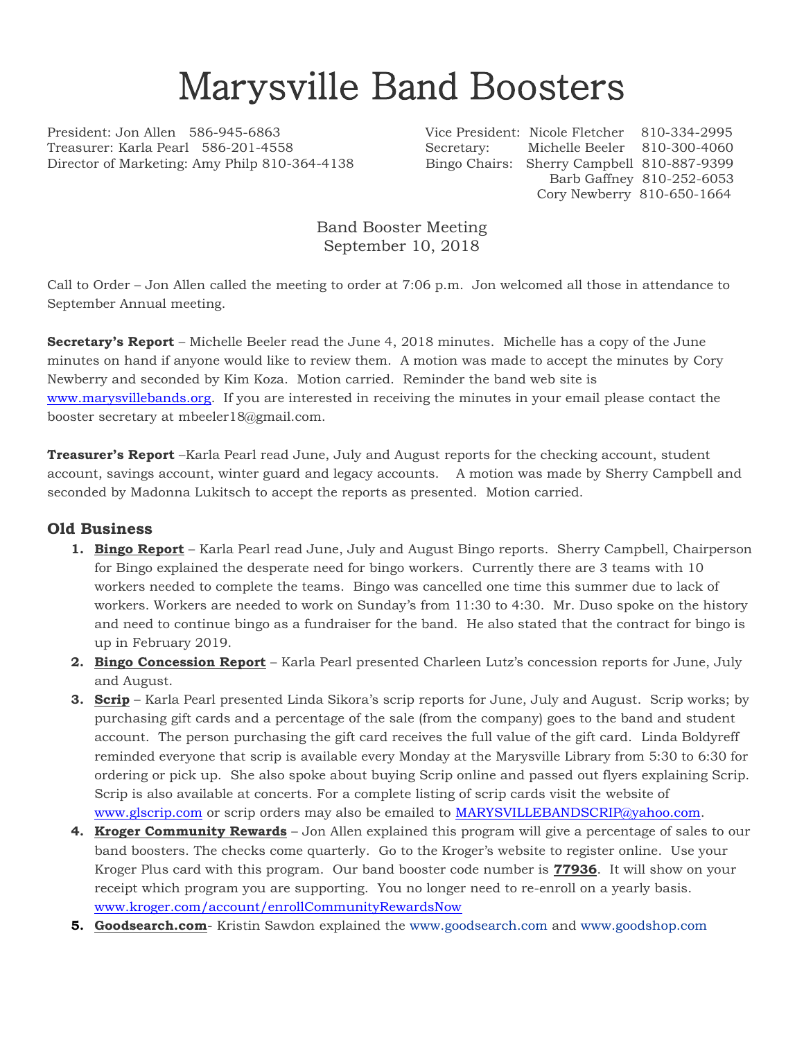# Marysville Band Boosters

President: Jon Allen 586-945-6863
Treasurer: Karla Pearl 586-201-4558
Director of Marketing: Amy Philp 810-364-4138

Vice President: Nicole Fletcher 810-334-2995
Secretary: Michelle Beeler 810-300-4060
Bingo Chairs: Sherry Campbell 810-887-9399
Barb Gaffney 810-252-6053
Cory Newberry 810-650-1664

Band Booster Meeting
September 10, 2018

Call to Order – Jon Allen called the meeting to order at 7:06 p.m. Jon welcomed all those in attendance to September Annual meeting.

**Secretary's Report** – Michelle Beeler read the June 4, 2018 minutes. Michelle has a copy of the June minutes on hand if anyone would like to review them. A motion was made to accept the minutes by Cory Newberry and seconded by Kim Koza. Motion carried. Reminder the band web site is [www.marysvillebands.org](http://www.marysvillebands.org). If you are interested in receiving the minutes in your email please contact the booster secretary at mbeeler18@gmail.com.

**Treasurer's Report** –Karla Pearl read June, July and August reports for the checking account, student account, savings account, winter guard and legacy accounts. A motion was made by Sherry Campbell and seconded by Madonna Lukitsch to accept the reports as presented. Motion carried.

## Old Business

1. **Bingo Report** – Karla Pearl read June, July and August Bingo reports. Sherry Campbell, Chairperson for Bingo explained the desperate need for bingo workers. Currently there are 3 teams with 10 workers needed to complete the teams. Bingo was cancelled one time this summer due to lack of workers. Workers are needed to work on Sunday's from 11:30 to 4:30. Mr. Duso spoke on the history and need to continue bingo as a fundraiser for the band. He also stated that the contract for bingo is up in February 2019.
2. **Bingo Concession Report** – Karla Pearl presented Charleen Lutz's concession reports for June, July and August.
3. **Scrip** – Karla Pearl presented Linda Sikora's scrip reports for June, July and August. Scrip works; by purchasing gift cards and a percentage of the sale (from the company) goes to the band and student account. The person purchasing the gift card receives the full value of the gift card. Linda Boldyreff reminded everyone that scrip is available every Monday at the Marysville Library from 5:30 to 6:30 for ordering or pick up. She also spoke about buying Scrip online and passed out flyers explaining Scrip. Scrip is also available at concerts. For a complete listing of scrip cards visit the website of [www.glscrip.com](http://www.glscrip.com) or scrip orders may also be emailed to [MARYSVILLEBANDSCRIP@yahoo.com](mailto:MARYSVILLEBANDSCRIP@yahoo.com).
4. **Kroger Community Rewards** – Jon Allen explained this program will give a percentage of sales to our band boosters. The checks come quarterly. Go to the Kroger's website to register online. Use your Kroger Plus card with this program. Our band booster code number is **77936**. It will show on your receipt which program you are supporting. You no longer need to re-enroll on a yearly basis. [www.kroger.com/account/enrollCommunityRewardsNow](http://www.kroger.com/account/enrollCommunityRewardsNow)
5. **Goodsearch.com**- Kristin Sawdon explained the www.goodsearch.com and www.goodshop.com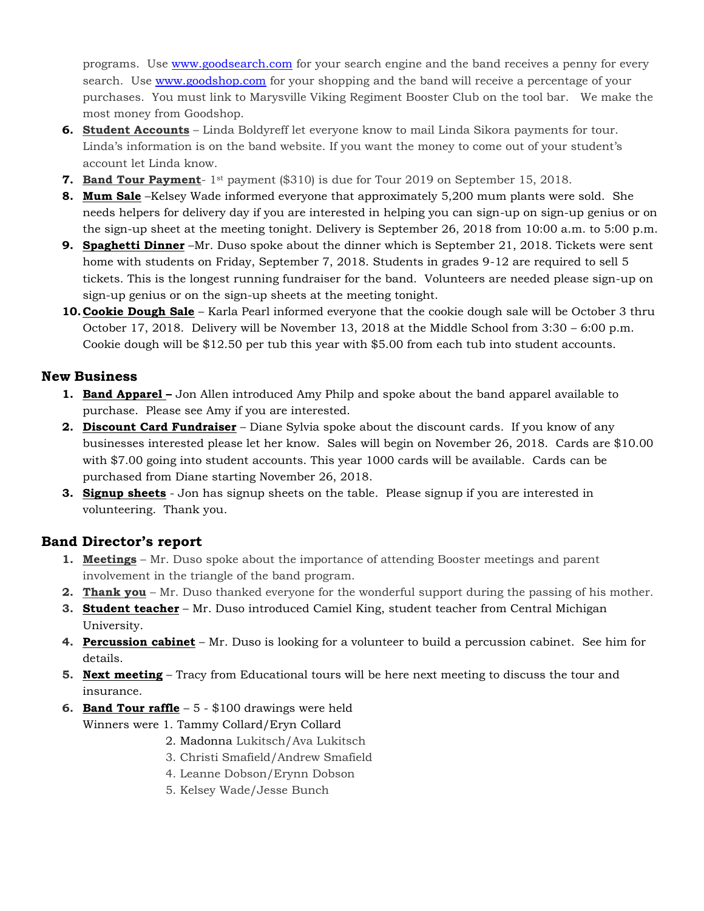programs. Use www.goodsearch.com for your search engine and the band receives a penny for every search. Use www.goodshop.com for your shopping and the band will receive a percentage of your purchases. You must link to Marysville Viking Regiment Booster Club on the tool bar. We make the most money from Goodshop.

6. **Student Accounts** – Linda Boldyreff let everyone know to mail Linda Sikora payments for tour. Linda's information is on the band website. If you want the money to come out of your student's account let Linda know.
7. **Band Tour Payment**- 1st payment ($310) is due for Tour 2019 on September 15, 2018.
8. **Mum Sale** –Kelsey Wade informed everyone that approximately 5,200 mum plants were sold. She needs helpers for delivery day if you are interested in helping you can sign-up on sign-up genius or on the sign-up sheet at the meeting tonight. Delivery is September 26, 2018 from 10:00 a.m. to 5:00 p.m.
9. **Spaghetti Dinner** –Mr. Duso spoke about the dinner which is September 21, 2018. Tickets were sent home with students on Friday, September 7, 2018. Students in grades 9-12 are required to sell 5 tickets. This is the longest running fundraiser for the band. Volunteers are needed please sign-up on sign-up genius or on the sign-up sheets at the meeting tonight.
10. **Cookie Dough Sale** – Karla Pearl informed everyone that the cookie dough sale will be October 3 thru October 17, 2018. Delivery will be November 13, 2018 at the Middle School from 3:30 – 6:00 p.m. Cookie dough will be $12.50 per tub this year with $5.00 from each tub into student accounts.

## New Business

1. **Band Apparel –** Jon Allen introduced Amy Philp and spoke about the band apparel available to purchase. Please see Amy if you are interested.
2. **Discount Card Fundraiser** – Diane Sylvia spoke about the discount cards. If you know of any businesses interested please let her know. Sales will begin on November 26, 2018. Cards are $10.00 with $7.00 going into student accounts. This year 1000 cards will be available. Cards can be purchased from Diane starting November 26, 2018.
3. **Signup sheets** - Jon has signup sheets on the table. Please signup if you are interested in volunteering. Thank you.

## Band Director's report

1. **Meetings** – Mr. Duso spoke about the importance of attending Booster meetings and parent involvement in the triangle of the band program.
2. **Thank you** – Mr. Duso thanked everyone for the wonderful support during the passing of his mother.
3. **Student teacher** – Mr. Duso introduced Camiel King, student teacher from Central Michigan University.
4. **Percussion cabinet** – Mr. Duso is looking for a volunteer to build a percussion cabinet. See him for details.
5. **Next meeting** – Tracy from Educational tours will be here next meeting to discuss the tour and insurance.
6. **Band Tour raffle** – 5 - $100 drawings were held

   Winners were 1. Tammy Collard/Eryn Collard

   2. Madonna Lukitsch/Ava Lukitsch

   3. Christi Smafield/Andrew Smafield

   4. Leanne Dobson/Erynn Dobson

   5. Kelsey Wade/Jesse Bunch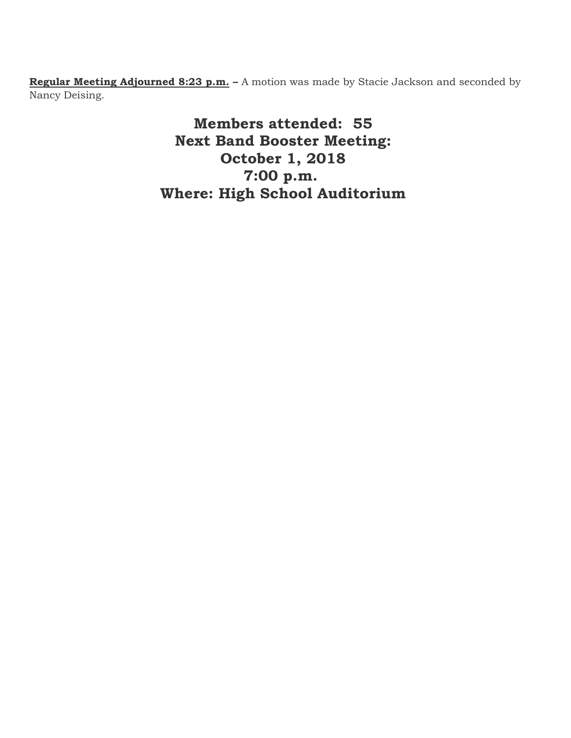**<u>Regular Meeting Adjourned 8:23 p.m.</u> –** A motion was made by Stacie Jackson and seconded by Nancy Deising.

**Members attended: 55**
**Next Band Booster Meeting:**
**October 1, 2018**
**7:00 p.m.**
**Where: High School Auditorium**